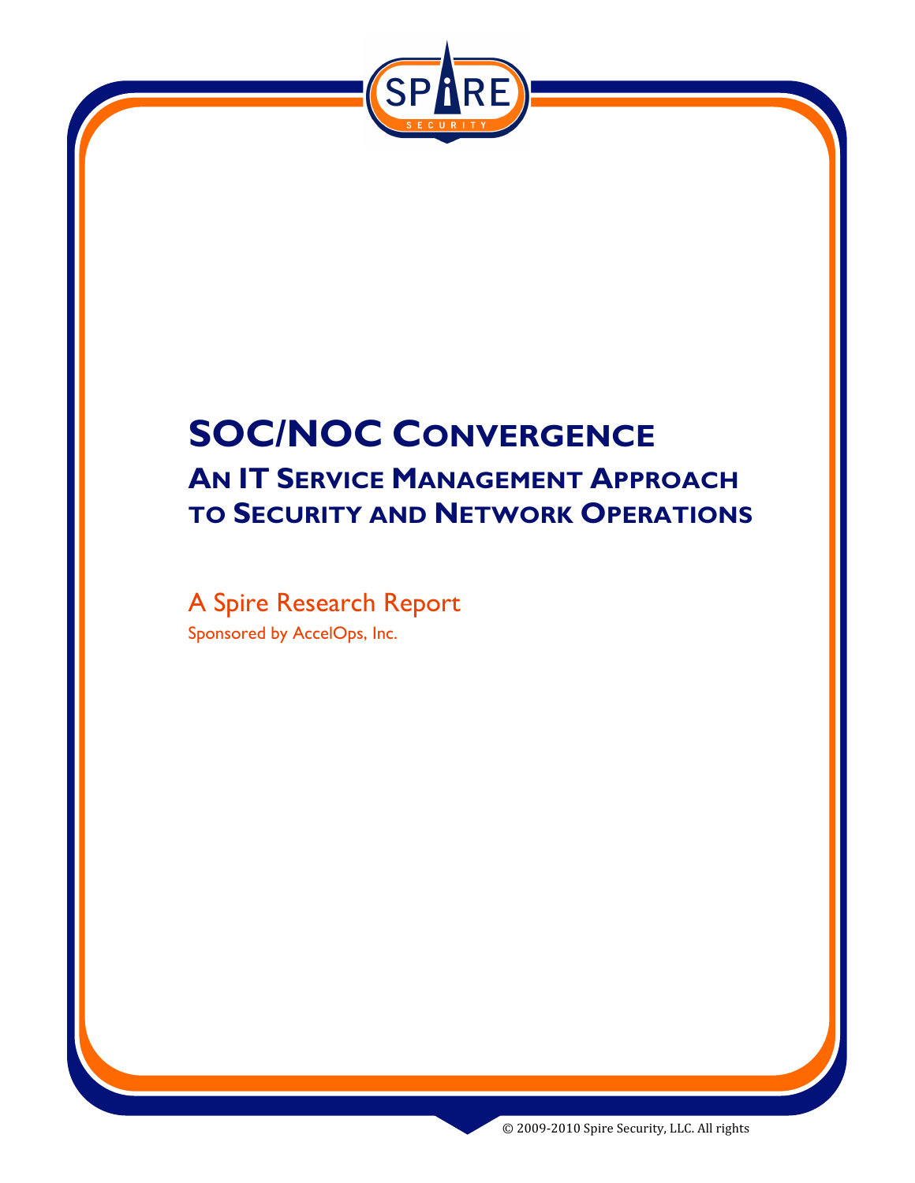# SOC/NOC Convergence

## An IT Service Management Approach to Security and Network Operations

A Spire Research Report

Sponsored by AccelOps, Inc.

© 2009-2010 Spire Security, LLC. All rights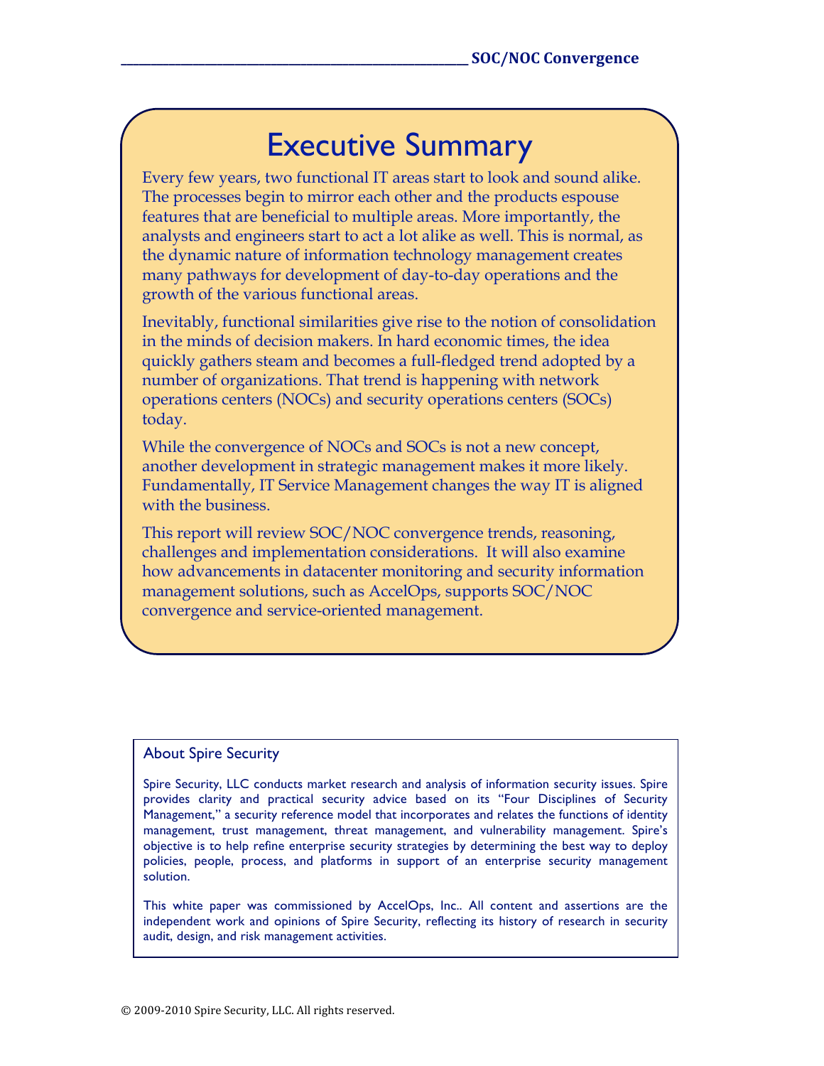# Executive Summary

Every few years, two functional IT areas start to look and sound alike. The processes begin to mirror each other and the products espouse features that are beneficial to multiple areas. More importantly, the analysts and engineers start to act a lot alike as well. This is normal, as the dynamic nature of information technology management creates many pathways for development of day-to-day operations and the growth of the various functional areas.

Inevitably, functional similarities give rise to the notion of consolidation in the minds of decision makers. In hard economic times, the idea quickly gathers steam and becomes a full-fledged trend adopted by a number of organizations. That trend is happening with network operations centers (NOCs) and security operations centers (SOCs) today.

While the convergence of NOCs and SOCs is not a new concept, another development in strategic management makes it more likely. Fundamentally, IT Service Management changes the way IT is aligned with the business.

This report will review SOC/NOC convergence trends, reasoning, challenges and implementation considerations. It will also examine how advancements in datacenter monitoring and security information management solutions, such as AccelOps, supports SOC/NOC convergence and service-oriented management.

## About Spire Security

Spire Security, LLC conducts market research and analysis of information security issues. Spire provides clarity and practical security advice based on its "Four Disciplines of Security Management," a security reference model that incorporates and relates the functions of identity management, trust management, threat management, and vulnerability management. Spire's objective is to help refine enterprise security strategies by determining the best way to deploy policies, people, process, and platforms in support of an enterprise security management solution.

This white paper was commissioned by AccelOps, Inc.. All content and assertions are the independent work and opinions of Spire Security, reflecting its history of research in security audit, design, and risk management activities.

© 2009-2010 Spire Security, LLC. All rights reserved.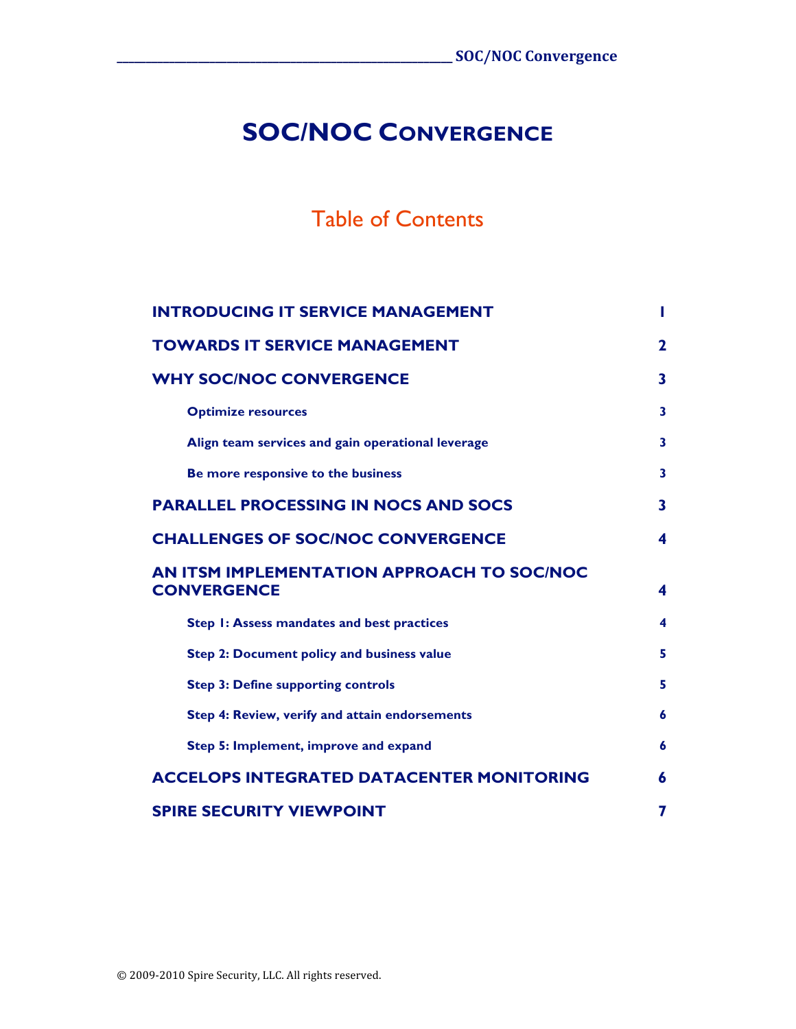# SOC/NOC CONVERGENCE

## Table of Contents

| | |
|---|---|
| **INTRODUCING IT SERVICE MANAGEMENT** | **1** |
| **TOWARDS IT SERVICE MANAGEMENT** | **2** |
| **WHY SOC/NOC CONVERGENCE** | **3** |
| **Optimize resources** | **3** |
| **Align team services and gain operational leverage** | **3** |
| **Be more responsive to the business** | **3** |
| **PARALLEL PROCESSING IN NOCS AND SOCS** | **3** |
| **CHALLENGES OF SOC/NOC CONVERGENCE** | **4** |
| **AN ITSM IMPLEMENTATION APPROACH TO SOC/NOC CONVERGENCE** | **4** |
| **Step 1: Assess mandates and best practices** | **4** |
| **Step 2: Document policy and business value** | **5** |
| **Step 3: Define supporting controls** | **5** |
| **Step 4: Review, verify and attain endorsements** | **6** |
| **Step 5: Implement, improve and expand** | **6** |
| **ACCELOPS INTEGRATED DATACENTER MONITORING** | **6** |
| **SPIRE SECURITY VIEWPOINT** | **7** |

© 2009-2010 Spire Security, LLC. All rights reserved.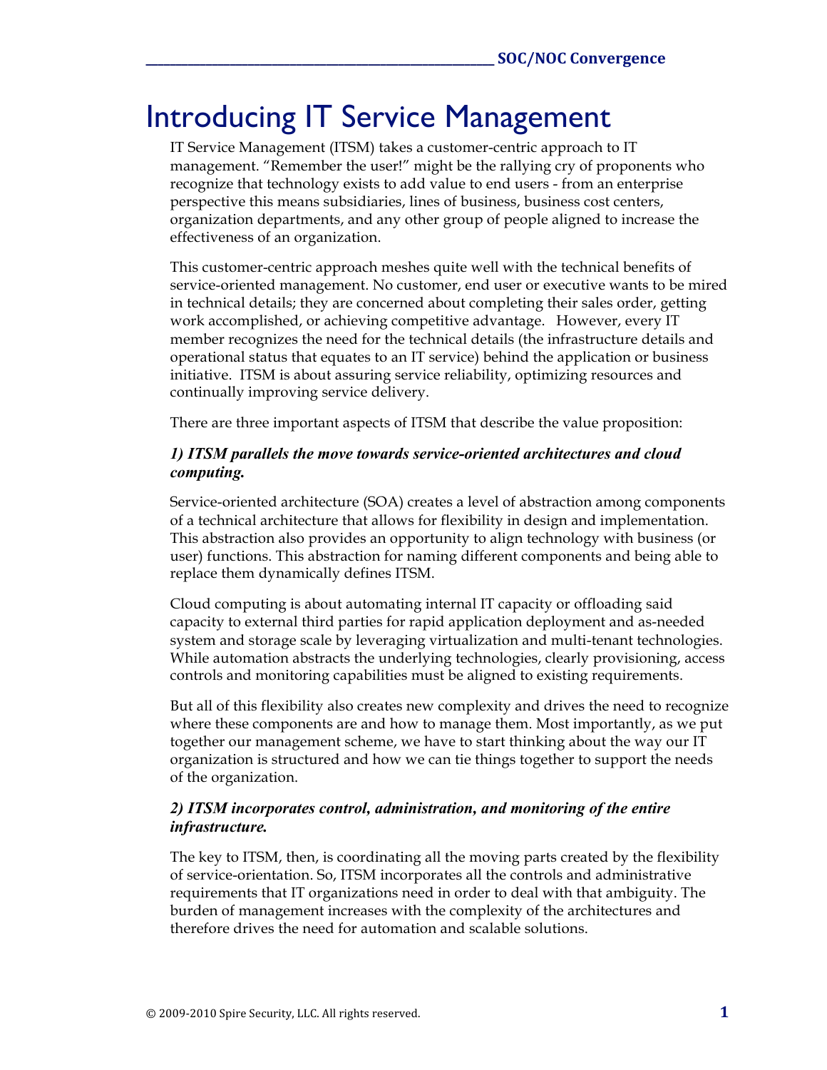# Introducing IT Service Management

IT Service Management (ITSM) takes a customer-centric approach to IT management. "Remember the user!" might be the rallying cry of proponents who recognize that technology exists to add value to end users - from an enterprise perspective this means subsidiaries, lines of business, business cost centers, organization departments, and any other group of people aligned to increase the effectiveness of an organization.

This customer-centric approach meshes quite well with the technical benefits of service-oriented management. No customer, end user or executive wants to be mired in technical details; they are concerned about completing their sales order, getting work accomplished, or achieving competitive advantage. However, every IT member recognizes the need for the technical details (the infrastructure details and operational status that equates to an IT service) behind the application or business initiative. ITSM is about assuring service reliability, optimizing resources and continually improving service delivery.

There are three important aspects of ITSM that describe the value proposition:

### *1) ITSM parallels the move towards service-oriented architectures and cloud computing.*

Service-oriented architecture (SOA) creates a level of abstraction among components of a technical architecture that allows for flexibility in design and implementation. This abstraction also provides an opportunity to align technology with business (or user) functions. This abstraction for naming different components and being able to replace them dynamically defines ITSM.

Cloud computing is about automating internal IT capacity or offloading said capacity to external third parties for rapid application deployment and as-needed system and storage scale by leveraging virtualization and multi-tenant technologies. While automation abstracts the underlying technologies, clearly provisioning, access controls and monitoring capabilities must be aligned to existing requirements.

But all of this flexibility also creates new complexity and drives the need to recognize where these components are and how to manage them. Most importantly, as we put together our management scheme, we have to start thinking about the way our IT organization is structured and how we can tie things together to support the needs of the organization.

### *2) ITSM incorporates control, administration, and monitoring of the entire infrastructure.*

The key to ITSM, then, is coordinating all the moving parts created by the flexibility of service-orientation. So, ITSM incorporates all the controls and administrative requirements that IT organizations need in order to deal with that ambiguity. The burden of management increases with the complexity of the architectures and therefore drives the need for automation and scalable solutions.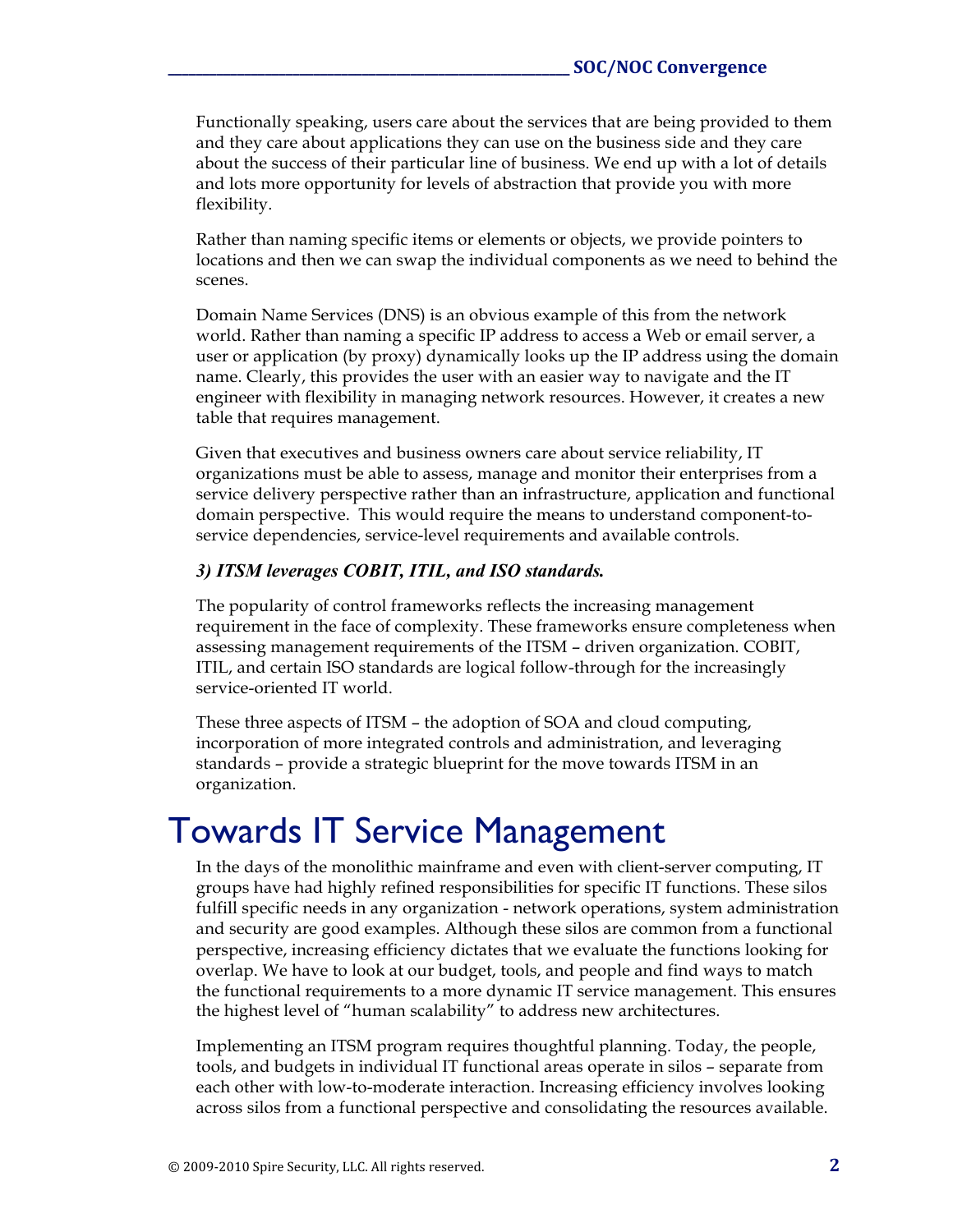Functionally speaking, users care about the services that are being provided to them and they care about applications they can use on the business side and they care about the success of their particular line of business. We end up with a lot of details and lots more opportunity for levels of abstraction that provide you with more flexibility.

Rather than naming specific items or elements or objects, we provide pointers to locations and then we can swap the individual components as we need to behind the scenes.

Domain Name Services (DNS) is an obvious example of this from the network world. Rather than naming a specific IP address to access a Web or email server, a user or application (by proxy) dynamically looks up the IP address using the domain name. Clearly, this provides the user with an easier way to navigate and the IT engineer with flexibility in managing network resources. However, it creates a new table that requires management.

Given that executives and business owners care about service reliability, IT organizations must be able to assess, manage and monitor their enterprises from a service delivery perspective rather than an infrastructure, application and functional domain perspective. This would require the means to understand component-to-service dependencies, service-level requirements and available controls.

***3) ITSM leverages COBIT, ITIL, and ISO standards.***

The popularity of control frameworks reflects the increasing management requirement in the face of complexity. These frameworks ensure completeness when assessing management requirements of the ITSM – driven organization. COBIT, ITIL, and certain ISO standards are logical follow-through for the increasingly service-oriented IT world.

These three aspects of ITSM – the adoption of SOA and cloud computing, incorporation of more integrated controls and administration, and leveraging standards – provide a strategic blueprint for the move towards ITSM in an organization.

# Towards IT Service Management

In the days of the monolithic mainframe and even with client-server computing, IT groups have had highly refined responsibilities for specific IT functions. These silos fulfill specific needs in any organization - network operations, system administration and security are good examples. Although these silos are common from a functional perspective, increasing efficiency dictates that we evaluate the functions looking for overlap. We have to look at our budget, tools, and people and find ways to match the functional requirements to a more dynamic IT service management. This ensures the highest level of "human scalability" to address new architectures.

Implementing an ITSM program requires thoughtful planning. Today, the people, tools, and budgets in individual IT functional areas operate in silos – separate from each other with low-to-moderate interaction. Increasing efficiency involves looking across silos from a functional perspective and consolidating the resources available.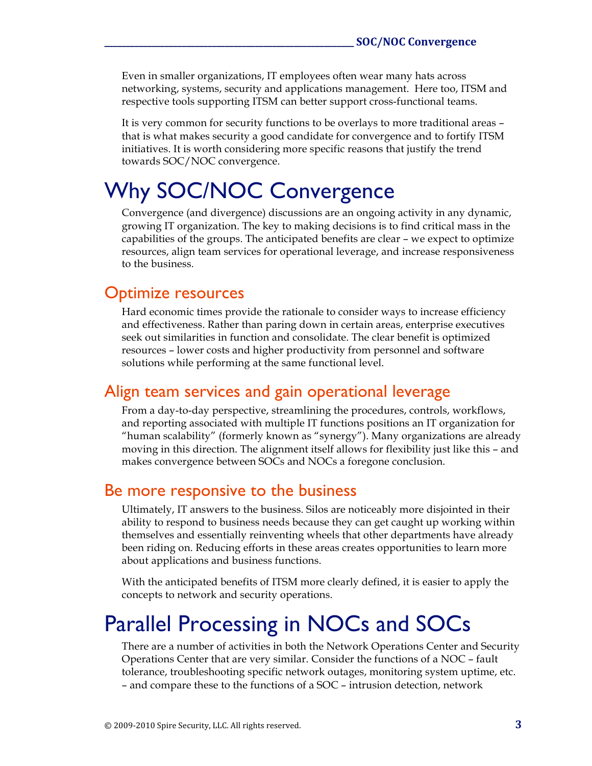Even in smaller organizations, IT employees often wear many hats across networking, systems, security and applications management. Here too, ITSM and respective tools supporting ITSM can better support cross-functional teams.

It is very common for security functions to be overlays to more traditional areas – that is what makes security a good candidate for convergence and to fortify ITSM initiatives. It is worth considering more specific reasons that justify the trend towards SOC/NOC convergence.

# Why SOC/NOC Convergence

Convergence (and divergence) discussions are an ongoing activity in any dynamic, growing IT organization. The key to making decisions is to find critical mass in the capabilities of the groups. The anticipated benefits are clear – we expect to optimize resources, align team services for operational leverage, and increase responsiveness to the business.

## Optimize resources

Hard economic times provide the rationale to consider ways to increase efficiency and effectiveness. Rather than paring down in certain areas, enterprise executives seek out similarities in function and consolidate. The clear benefit is optimized resources – lower costs and higher productivity from personnel and software solutions while performing at the same functional level.

## Align team services and gain operational leverage

From a day-to-day perspective, streamlining the procedures, controls, workflows, and reporting associated with multiple IT functions positions an IT organization for "human scalability" (formerly known as "synergy"). Many organizations are already moving in this direction. The alignment itself allows for flexibility just like this – and makes convergence between SOCs and NOCs a foregone conclusion.

## Be more responsive to the business

Ultimately, IT answers to the business. Silos are noticeably more disjointed in their ability to respond to business needs because they can get caught up working within themselves and essentially reinventing wheels that other departments have already been riding on. Reducing efforts in these areas creates opportunities to learn more about applications and business functions.

With the anticipated benefits of ITSM more clearly defined, it is easier to apply the concepts to network and security operations.

# Parallel Processing in NOCs and SOCs

There are a number of activities in both the Network Operations Center and Security Operations Center that are very similar. Consider the functions of a NOC – fault tolerance, troubleshooting specific network outages, monitoring system uptime, etc. – and compare these to the functions of a SOC – intrusion detection, network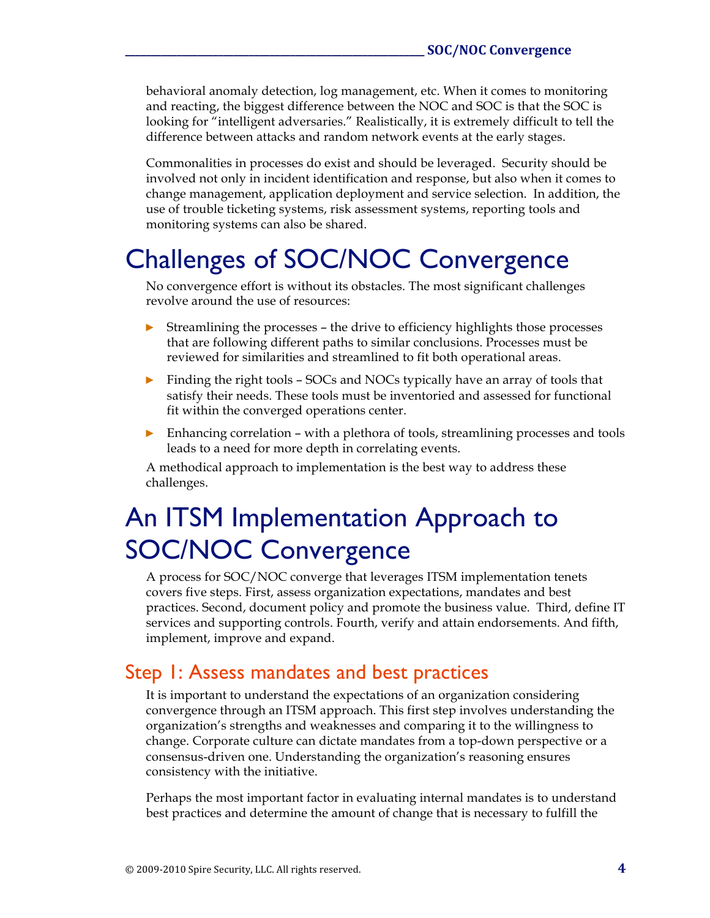behavioral anomaly detection, log management, etc. When it comes to monitoring and reacting, the biggest difference between the NOC and SOC is that the SOC is looking for "intelligent adversaries." Realistically, it is extremely difficult to tell the difference between attacks and random network events at the early stages.

Commonalities in processes do exist and should be leveraged. Security should be involved not only in incident identification and response, but also when it comes to change management, application deployment and service selection. In addition, the use of trouble ticketing systems, risk assessment systems, reporting tools and monitoring systems can also be shared.

# Challenges of SOC/NOC Convergence

No convergence effort is without its obstacles. The most significant challenges revolve around the use of resources:

- Streamlining the processes – the drive to efficiency highlights those processes that are following different paths to similar conclusions. Processes must be reviewed for similarities and streamlined to fit both operational areas.
- Finding the right tools – SOCs and NOCs typically have an array of tools that satisfy their needs. These tools must be inventoried and assessed for functional fit within the converged operations center.
- Enhancing correlation – with a plethora of tools, streamlining processes and tools leads to a need for more depth in correlating events.

A methodical approach to implementation is the best way to address these challenges.

# An ITSM Implementation Approach to SOC/NOC Convergence

A process for SOC/NOC converge that leverages ITSM implementation tenets covers five steps. First, assess organization expectations, mandates and best practices. Second, document policy and promote the business value. Third, define IT services and supporting controls. Fourth, verify and attain endorsements. And fifth, implement, improve and expand.

## Step 1: Assess mandates and best practices

It is important to understand the expectations of an organization considering convergence through an ITSM approach. This first step involves understanding the organization's strengths and weaknesses and comparing it to the willingness to change. Corporate culture can dictate mandates from a top-down perspective or a consensus-driven one. Understanding the organization's reasoning ensures consistency with the initiative.

Perhaps the most important factor in evaluating internal mandates is to understand best practices and determine the amount of change that is necessary to fulfill the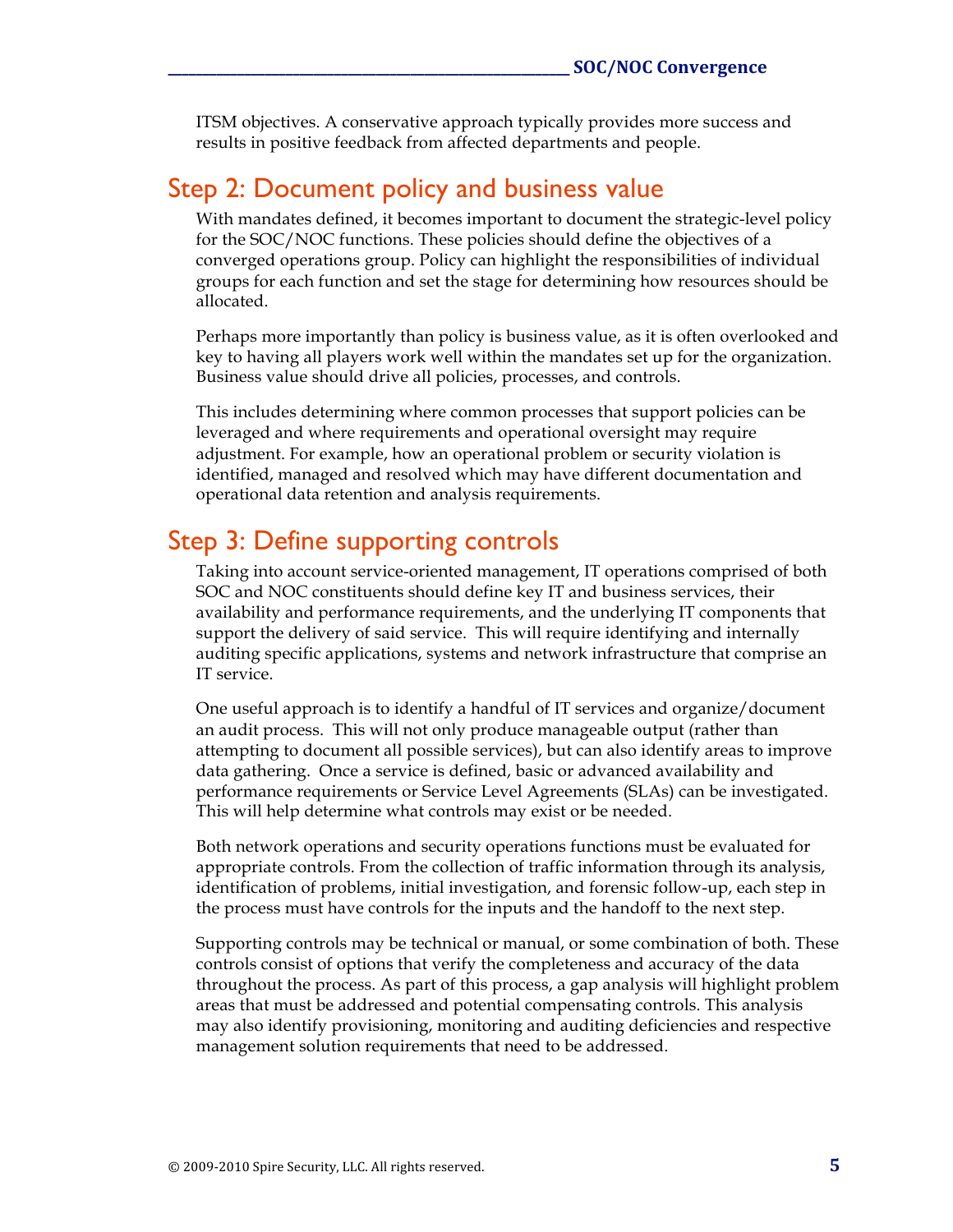ITSM objectives. A conservative approach typically provides more success and results in positive feedback from affected departments and people.

## Step 2: Document policy and business value

With mandates defined, it becomes important to document the strategic-level policy for the SOC/NOC functions. These policies should define the objectives of a converged operations group. Policy can highlight the responsibilities of individual groups for each function and set the stage for determining how resources should be allocated.

Perhaps more importantly than policy is business value, as it is often overlooked and key to having all players work well within the mandates set up for the organization. Business value should drive all policies, processes, and controls.

This includes determining where common processes that support policies can be leveraged and where requirements and operational oversight may require adjustment. For example, how an operational problem or security violation is identified, managed and resolved which may have different documentation and operational data retention and analysis requirements.

## Step 3: Define supporting controls

Taking into account service-oriented management, IT operations comprised of both SOC and NOC constituents should define key IT and business services, their availability and performance requirements, and the underlying IT components that support the delivery of said service. This will require identifying and internally auditing specific applications, systems and network infrastructure that comprise an IT service.

One useful approach is to identify a handful of IT services and organize/document an audit process. This will not only produce manageable output (rather than attempting to document all possible services), but can also identify areas to improve data gathering. Once a service is defined, basic or advanced availability and performance requirements or Service Level Agreements (SLAs) can be investigated. This will help determine what controls may exist or be needed.

Both network operations and security operations functions must be evaluated for appropriate controls. From the collection of traffic information through its analysis, identification of problems, initial investigation, and forensic follow-up, each step in the process must have controls for the inputs and the handoff to the next step.

Supporting controls may be technical or manual, or some combination of both. These controls consist of options that verify the completeness and accuracy of the data throughout the process. As part of this process, a gap analysis will highlight problem areas that must be addressed and potential compensating controls. This analysis may also identify provisioning, monitoring and auditing deficiencies and respective management solution requirements that need to be addressed.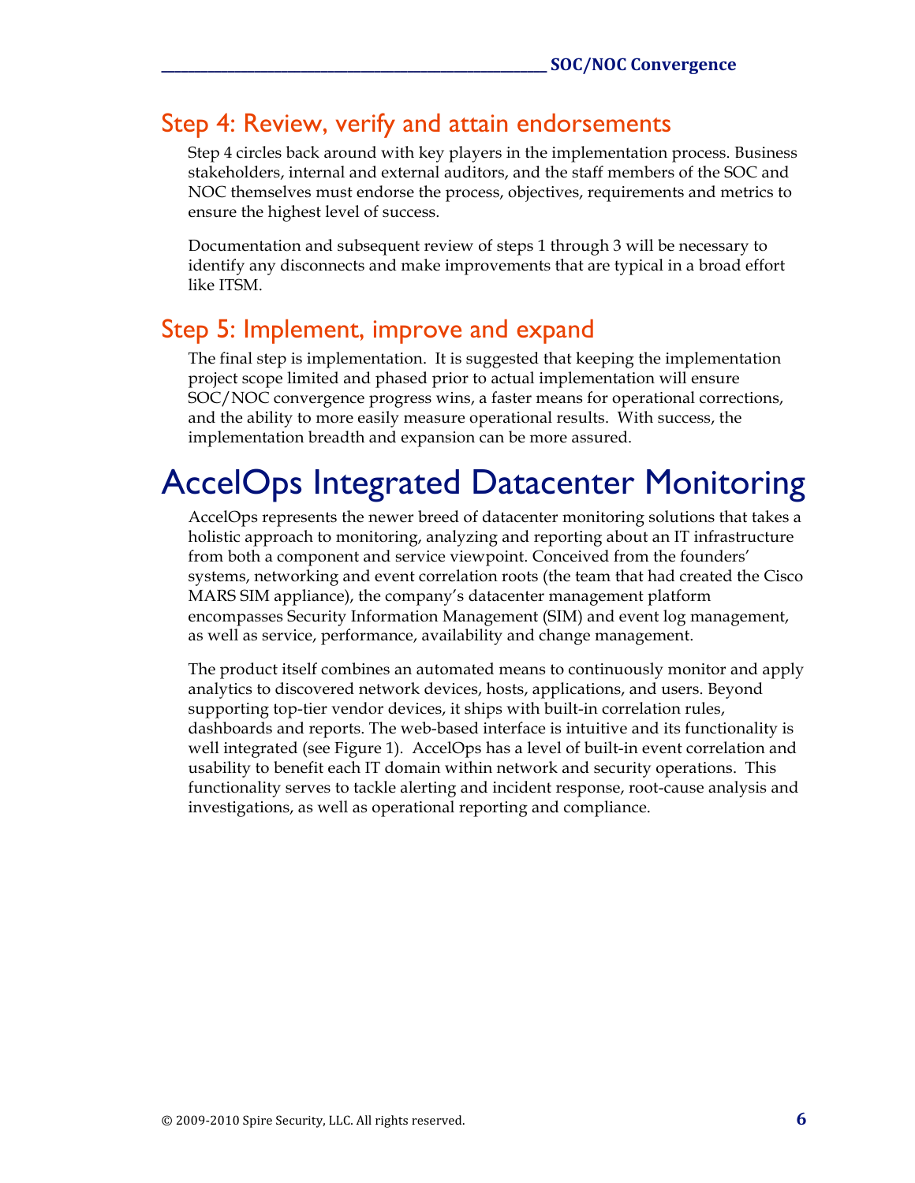## Step 4: Review, verify and attain endorsements

Step 4 circles back around with key players in the implementation process. Business stakeholders, internal and external auditors, and the staff members of the SOC and NOC themselves must endorse the process, objectives, requirements and metrics to ensure the highest level of success.

Documentation and subsequent review of steps 1 through 3 will be necessary to identify any disconnects and make improvements that are typical in a broad effort like ITSM.

## Step 5: Implement, improve and expand

The final step is implementation. It is suggested that keeping the implementation project scope limited and phased prior to actual implementation will ensure SOC/NOC convergence progress wins, a faster means for operational corrections, and the ability to more easily measure operational results. With success, the implementation breadth and expansion can be more assured.

# AccelOps Integrated Datacenter Monitoring

AccelOps represents the newer breed of datacenter monitoring solutions that takes a holistic approach to monitoring, analyzing and reporting about an IT infrastructure from both a component and service viewpoint. Conceived from the founders' systems, networking and event correlation roots (the team that had created the Cisco MARS SIM appliance), the company's datacenter management platform encompasses Security Information Management (SIM) and event log management, as well as service, performance, availability and change management.

The product itself combines an automated means to continuously monitor and apply analytics to discovered network devices, hosts, applications, and users. Beyond supporting top-tier vendor devices, it ships with built-in correlation rules, dashboards and reports. The web-based interface is intuitive and its functionality is well integrated (see Figure 1). AccelOps has a level of built-in event correlation and usability to benefit each IT domain within network and security operations. This functionality serves to tackle alerting and incident response, root-cause analysis and investigations, as well as operational reporting and compliance.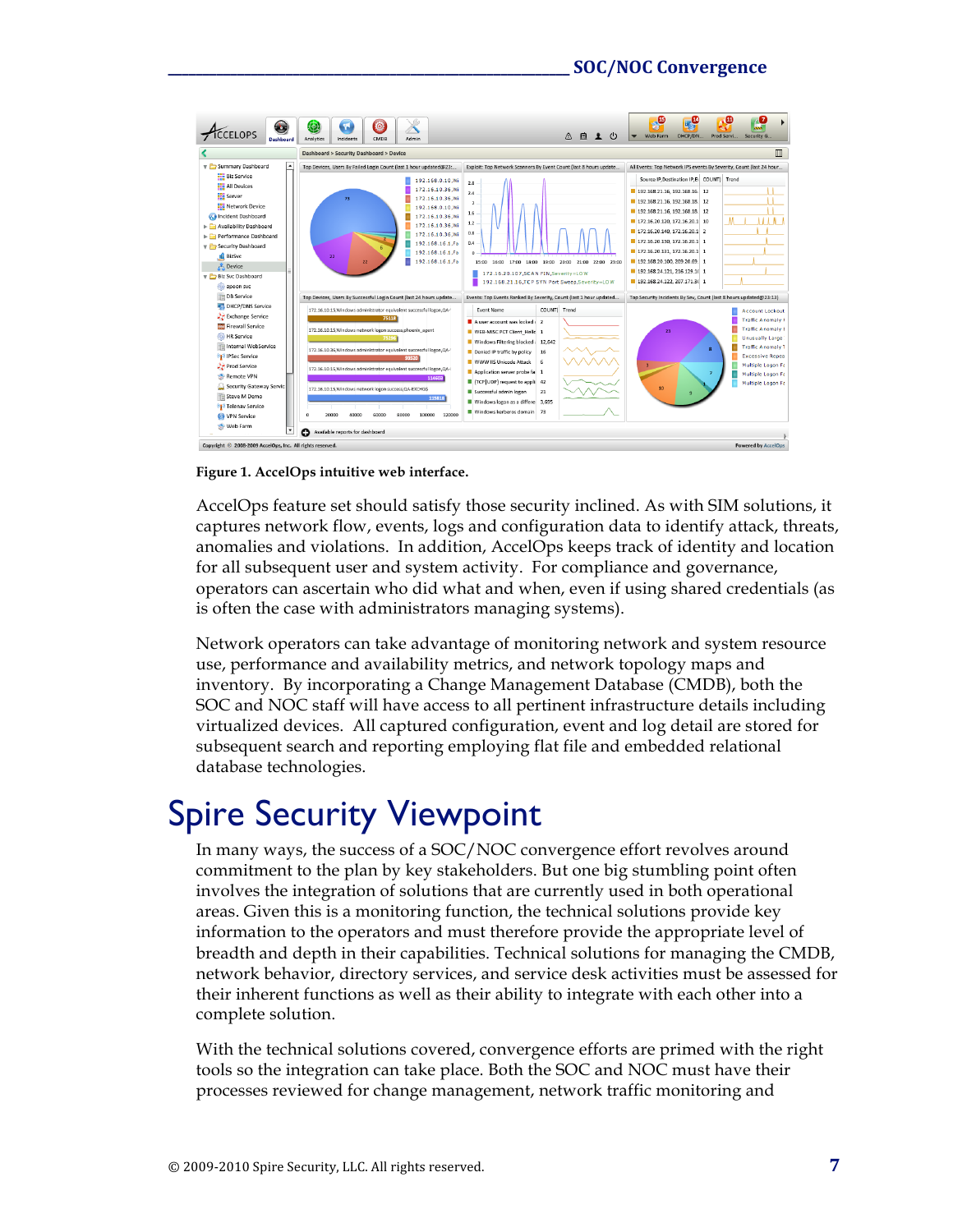**Figure 1. AccelOps intuitive web interface.**

AccelOps feature set should satisfy those security inclined. As with SIM solutions, it captures network flow, events, logs and configuration data to identify attack, threats, anomalies and violations. In addition, AccelOps keeps track of identity and location for all subsequent user and system activity. For compliance and governance, operators can ascertain who did what and when, even if using shared credentials (as is often the case with administrators managing systems).

Network operators can take advantage of monitoring network and system resource use, performance and availability metrics, and network topology maps and inventory. By incorporating a Change Management Database (CMDB), both the SOC and NOC staff will have access to all pertinent infrastructure details including virtualized devices. All captured configuration, event and log detail are stored for subsequent search and reporting employing flat file and embedded relational database technologies.

# Spire Security Viewpoint

In many ways, the success of a SOC/NOC convergence effort revolves around commitment to the plan by key stakeholders. But one big stumbling point often involves the integration of solutions that are currently used in both operational areas. Given this is a monitoring function, the technical solutions provide key information to the operators and must therefore provide the appropriate level of breadth and depth in their capabilities. Technical solutions for managing the CMDB, network behavior, directory services, and service desk activities must be assessed for their inherent functions as well as their ability to integrate with each other into a complete solution.

With the technical solutions covered, convergence efforts are primed with the right tools so the integration can take place. Both the SOC and NOC must have their processes reviewed for change management, network traffic monitoring and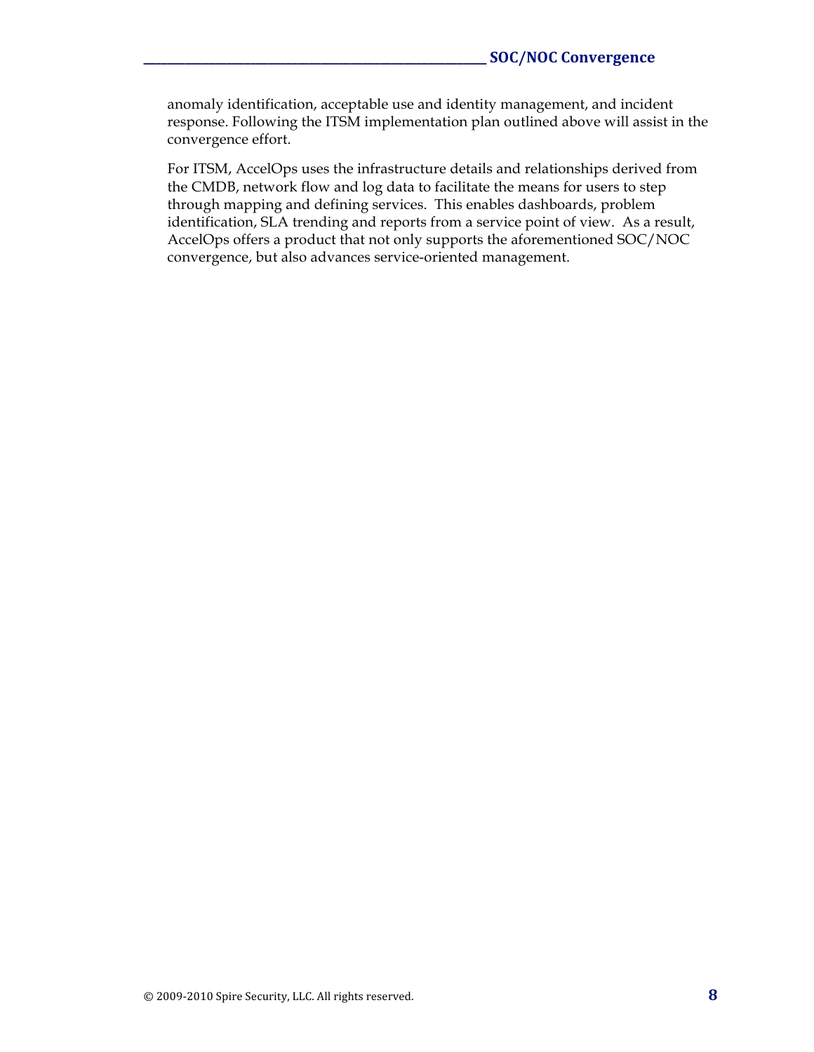anomaly identification, acceptable use and identity management, and incident response. Following the ITSM implementation plan outlined above will assist in the convergence effort.

For ITSM, AccelOps uses the infrastructure details and relationships derived from the CMDB, network flow and log data to facilitate the means for users to step through mapping and defining services. This enables dashboards, problem identification, SLA trending and reports from a service point of view. As a result, AccelOps offers a product that not only supports the aforementioned SOC/NOC convergence, but also advances service-oriented management.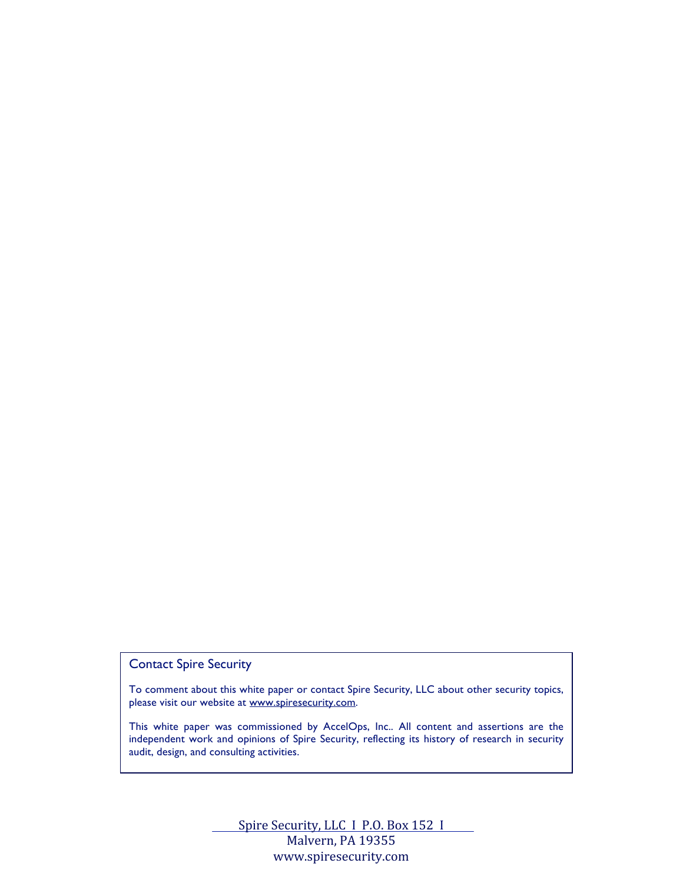## Contact Spire Security

To comment about this white paper or contact Spire Security, LLC about other security topics, please visit our website at www.spiresecurity.com.

This white paper was commissioned by AccelOps, Inc.. All content and assertions are the independent work and opinions of Spire Security, reflecting its history of research in security audit, design, and consulting activities.

Spire Security, LLC I P.O. Box 152 I
Malvern, PA 19355
www.spiresecurity.com